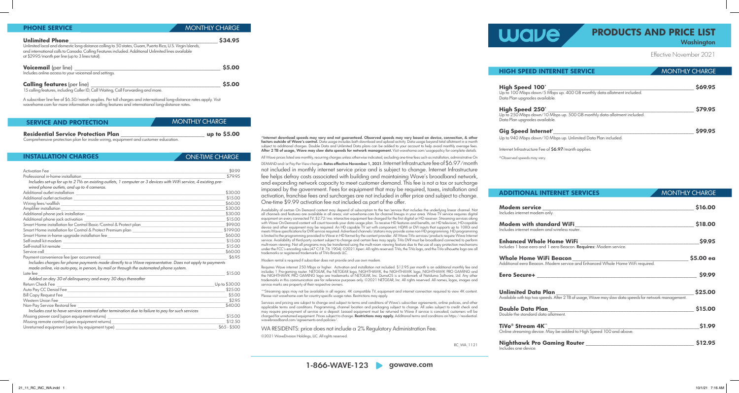# wave

# PRODUCTS AND PRICE LIST

**Washington**

Effective November 2021

## HIGH SPEED INTERNET SERVICE

| | MONTHLY CHARGE |
|---|---|
| **High Speed 100^**<br>Up to 100 Mbps down/5 Mbps up. 400 GB monthly data allotment included. Data Plan upgrades available. | **$69.95** |
| **High Speed 250^**<br>Up to 250 Mbps down/10 Mbps up. 500 GB monthly data allotment included. Data Plan upgrades available. | **$79.95** |
| **Gig Speed Internet^**<br>Up to 940 Mbps down/10 Mbps up. Unlimited Data Plan included. | **$99.95** |

Internet Infrastructure Fee of $6.97/month applies.

^Observed speeds may vary.

## ADDITIONAL INTERNET SERVICES

| | MONTHLY CHARGE |
|---|---|
| **Modem service**<br>Includes internet modem only. | **$16.00** |
| **Modem with standard WiFi**<br>Includes internet modem and wireless router. | **$18.00** |
| **Enhanced Whole Home WiFi**<br>Includes 1 base eero and 1 eero Beacon. **Requires:** Modem service. | **$9.95** |
| **Whole Home WiFi Beacon**<br>Additional eero Beacon. Modem service and Enhanced Whole Home WiFi required. | **$5.00 ea** |
| **Eero Secure+** | **$9.99** |
| **Unlimited Data Plan**<br>Available with top two speeds. After 2 TB of usage, Wave may slow data speeds for network management. | **$25.00** |
| **Double Data Plan**<br>Double the standard data allotment. | **$15.00** |
| **TiVo® Stream 4K^^**<br>Online streaming device. May be added to High Speed 100 and above. | **$1.99** |
| **Nighthawk Pro Gaming Router**<br>Includes one device. | **$12.95** |

## PHONE SERVICE

| | MONTHLY CHARGE |
|---|---|
| **Unlimited Phone**<br>Unlimited local and domestic long-distance calling to 50 states, Guam, Puerto Rico, U.S. Virgin Islands, and international calls to Canada. Calling Features included. Additional Unlimited lines available at $29.95/month per line (up to 3 lines total). | **$34.95** |
| **Voicemail** (per line)<br>Includes online access to your voicemail and settings. | **$5.00** |
| **Calling features** (per line)<br>15 calling features, including Caller ID, Call Waiting, Call Forwarding and more. | **$5.00** |

A subscriber line fee of $6.50/month applies. Per toll charges and international long-distance rates apply. Visit wavehome.com for more information on calling features and international long-distance rates.

## SERVICE AND PROTECTION

| | MONTHLY CHARGE |
|---|---|
| **Residential Service Protection Plan**<br>Comprehensive protection plan for inside wiring, equipment and customer education. | **up to $5.00** |

## INSTALLATION CHARGES

| | ONE-TIME CHARGE |
|---|---|
| Activation Fee | $9.99 |
| Professional in-home installation<br>*Includes set-up for up to 2 TVs on existing outlets, 1 computer or 3 devices with WiFi service, 4 existing pre-wired phone outlets, and up to 4 cameras.* | $79.95 |
| Additional outlet installation | $30.00 |
| Additional outlet activation | $15.00 |
| Wiring fees/wallfish | $60.00 |
| Amplifier installation | $30.00 |
| Additional phone jack installation | $30.00 |
| Additional phone jack activation | $15.00 |
| Smart Home installation for Control Basic/Control & Protect plan | $99.00 |
| Smart Home installation for Control & Protect Premium plan | $199.00 |
| Smart Home in-home upgrade installation fee | $60.00 |
| Self-install kit modem | $15.00 |
| Self-install kit remote | $15.00 |
| Service call | $60.00 |
| Payment convenience fee (per occurrence)<br>*Includes charges for phone payments made directly to a Wave representative. Does not apply to payments made online, via auto-pay, in person, by mail or through the automated phone system.* | $6.95 |
| Late fee<br>*Added on day 30 of delinquency and every 30 days thereafter* | $15.00 |
| Return Check Fee | Up to $30.00 |
| Auto Pay CC Denial Fee | $25.00 |
| Bill Copy Request Fee | $5.00 |
| Western Union Fee | $2.95 |
| Non-Pay Service Restoral fee<br>*Includes cost to have services restored after termination due to failure to pay for such services* | $40.00 |
| Missing power cord (upon equipment returns) | $15.00 |
| Missing remote control (upon equipment returns) | $12.50 |
| Unreturned equipment (varies by equipment type) | $65 - $500 |

^**Internet download speeds may vary and not guaranteed. Observed speeds may vary based on device, connection, & other factors outside of Wave's control.** Data usage includes both download and upload activity. Data usage beyond total allotment in a month subject to additional charges. Double Data and Unlimited Data plans can be added to your account to help avoid monthly overage fees. **After 2 TB of usage, Wave may slow data speeds for network management.** Visit wavehome.com/usagepolicy for complete details.

All Wave prices listed are monthly, recurring charges unless otherwise indicated, excluding one-time fees such as installation, administrative On DEMAND and/or Pay-Per-View charges. **Rates effective November 1, 2021.** Internet Infrastructure fee of $6.97/month not included in monthly internet service price and is subject to change. Internet Infrastructure fee helps defray costs associated with building and maintaining Wave's broadband network, and expanding network capacity to meet customer demand. This fee is not a tax or surcharge imposed by the government. Fees for equipment that may be required, taxes, installation and activation, franchise fees and surcharges are not included in offer price and subject to change. One-time $9.99 activation fee not included as part of the offer.

Availability of certain On Demand content may depend of subscription to the tier/service that includes the underlying linear channel. Not all channels and features are available in all areas; visit wavehome.com for channel lineups in your area. Wave TV service requires digital equipment on every connected TV; $2.72/mo. interactive equipment fee charged for the first digital or HD receiver. Streaming services along with Wave On-Demand content will count towards your data usage plan. To receive HD features and benefits, an HD television, HD-capable device and other equipment may be required. An HD capable TV set with component, HDMI or DVI inputs that supports up to 1080i and meets Wave specifications for DVR service required. Advertised channels/stations may provide some non-HD programming. HD programming is limited to the programming provided to Wave in HD format by the content provider. All Wave TiVo services/products require Wave Internet service. Availability of third-party content subject to change and certain fees may apply. TiVo DVR must be broadband connected to perform multi-room viewing. Not all programs may be transferred using the multi-room viewing feature due to the use of copy protection mechanisms under the FCC's encoding rules (47 C.F.R. 76.1904). ©2021 Xperi. All rights reserved. TiVo, the TiVo logo, and the TiVo silhouette logo are all trademarks or registered trademarks of TiVo Brands LLC.

Modem rental is required if subscriber does not provide and use own modem.

Requires Wave internet 250 Mbps or higher. Activation and installation not included. $12.95 per month is an additional monthly fee and includes 1 Pro-gaming router. NETGEAR, the NETGEAR logo, NIGHTHAWK, the NIGHTHAWK logo, NIGHTHAWK PRO GAMING and the NIGHTHAWK PRO GAMING logo are trademarks of NETGEAR, Inc. DumaOS is a trademark of Netduma Software, Ltd. Any other trademarks in this communication are for reference purposes only. ©2021 NETGEAR, Inc. All rights reserved. All names, logos, images and service marks are property of their respective owners.

^^Streaming apps may not be available in all regions. 4K compatible TV, equipment and internet connection required to view 4K content. Please visit wavehome.com for country-specific usage rates. Restrictions may apply.

Services and pricing are subject to change and subject to terms and conditions of Wave's subscriber agreements, online policies, and other applicable terms and conditions. Programming, channel location and packaging subject to change. All sales subject to credit check and may require pre-payment of service or a deposit. Leased equipment must be returned to Wave if service is canceled; customers will be charged for unreturned equipment. Prices subject to change. **Restrictions may apply.** Additional terms and conditions on https://residential.wavebroadband.com/agreements-and-policies/.

WA RESIDENTS: price does not include a 2% Regulatory Administration Fee.

©2021 WaveDivision Holdings, LLC. All rights reserved.

RC_WA_1121

1-866-WAVE-123 gowave.com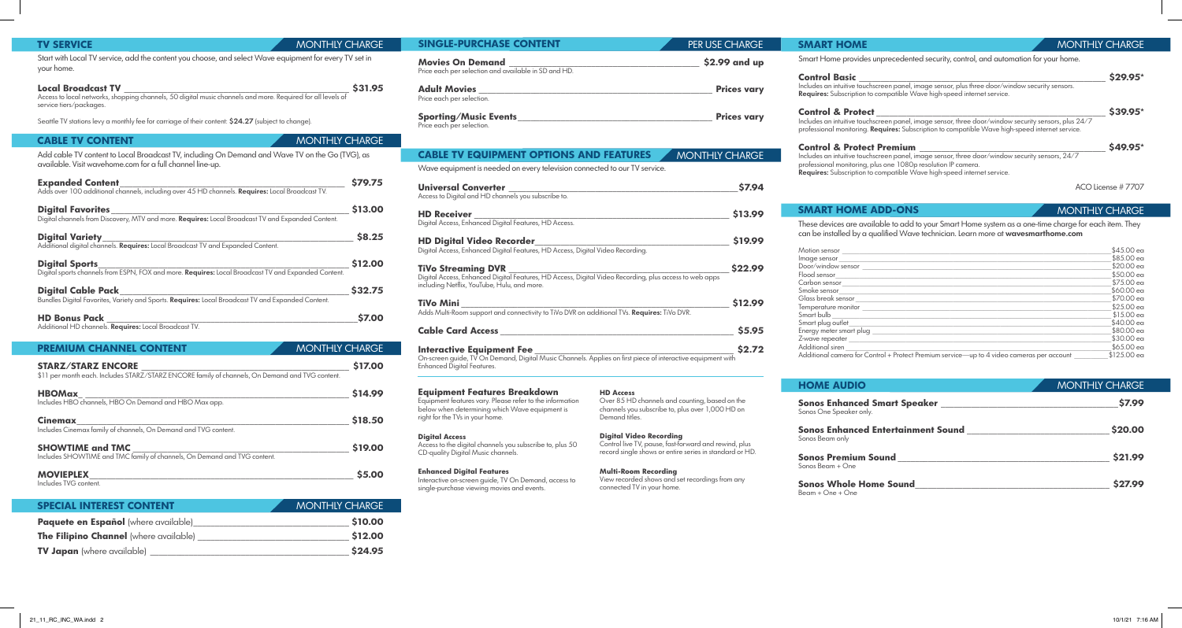## TV SERVICE — MONTHLY CHARGE

Start with Local TV service, add the content you choose, and select Wave equipment for every TV set in your home.

**Local Broadcast TV** — **$31.95**
Access to local networks, shopping channels, 50 digital music channels and more. Required for all levels of service tiers/packages.

Seattle TV stations levy a monthly fee for carriage of their content: **$24.27** (subject to change).

## CABLE TV CONTENT — MONTHLY CHARGE

Add cable TV content to Local Broadcast TV, including On Demand and Wave TV on the Go (TVG), as available. Visit wavehome.com for a full channel line-up.

**Expanded Content** — **$79.75**
Adds over 100 additional channels, including over 45 HD channels. **Requires:** Local Broadcast TV.

**Digital Favorites** — **$13.00**
Digital channels from Discovery, MTV and more. **Requires:** Local Broadcast TV and Expanded Content.

**Digital Variety** — **$8.25**
Additional digital channels. **Requires:** Local Broadcast TV and Expanded Content.

**Digital Sports** — **$12.00**
Digital sports channels from ESPN, FOX and more. **Requires:** Local Broadcast TV and Expanded Content.

**Digital Cable Pack** — **$32.75**
Bundles Digital Favorites, Variety and Sports. **Requires:** Local Broadcast TV and Expanded Content.

**HD Bonus Pack** — **$7.00**
Additional HD channels. **Requires:** Local Broadcast TV.

## PREMIUM CHANNEL CONTENT — MONTHLY CHARGE

**STARZ/STARZ ENCORE** — **$17.00**
$11 per month each. Includes STARZ/STARZ ENCORE family of channels, On Demand and TVG content.

**HBOMax** — **$14.99**
Includes HBO channels, HBO On Demand and HBO Max app.

**Cinemax** — **$18.50**
Includes Cinemax family of channels, On Demand and TVG content.

**SHOWTIME and TMC** — **$19.00**
Includes SHOWTIME and TMC family of channels, On Demand and TVG content.

**MOVIEPLEX** — **$5.00**
Includes TVG content.

## SPECIAL INTEREST CONTENT — MONTHLY CHARGE

| | |
|---|---|
| **Paquete en Español** (where available) | **$10.00** |
| **The Filipino Channel** (where available) | **$12.00** |
| **TV Japan** (where available) | **$24.95** |

## SINGLE-PURCHASE CONTENT — PER USE CHARGE

**Movies On Demand** — **$2.99 and up**
Price each per selection and available in SD and HD.

**Adult Movies** — **Prices vary**
Price each per selection.

**Sporting/Music Events** — **Prices vary**
Price each per selection.

## CABLE TV EQUIPMENT OPTIONS AND FEATURES — MONTHLY CHARGE

Wave equipment is needed on every television connected to our TV service.

**Universal Converter** — **$7.94**
Access to Digital and HD channels you subscribe to.

**HD Receiver** — **$13.99**
Digital Access, Enhanced Digital Features, HD Access.

**HD Digital Video Recorder** — **$19.99**
Digital Access, Enhanced Digital Features, HD Access, Digital Video Recording.

**TiVo Streaming DVR** — **$22.99**
Digital Access, Enhanced Digital Features, HD Access, Digital Video Recording, plus access to web apps including Netflix, YouTube, Hulu, and more.

**TiVo Mini** — **$12.99**
Adds Multi-Room support and connectivity to TiVo DVR on additional TVs. **Requires:** TiVo DVR.

**Cable Card Access** — **$5.95**

**Interactive Equipment Fee** — **$2.72**
On-screen guide, TV On Demand, Digital Music Channels. Applies on first piece of interactive equipment with Enhanced Digital Features.

**Equipment Features Breakdown**
Equipment features vary. Please refer to the information below when determining which Wave equipment is right for the TVs in your home.

**Digital Access**
Access to the digital channels you subscribe to, plus 50 CD-quality Digital Music channels.

**Enhanced Digital Features**
Interactive on-screen guide, TV On Demand, access to single-purchase viewing movies and events.

**HD Access**
Over 85 HD channels and counting, based on the channels you subscribe to, plus over 1,000 HD on Demand titles.

**Digital Video Recording**
Control live TV, pause, fast-forward and rewind, plus record single shows or entire series in standard or HD.

**Multi-Room Recording**
View recorded shows and set recordings from any connected TV in your home.

## SMART HOME — MONTHLY CHARGE

Smart Home provides unprecedented security, control, and automation for your home.

**Control Basic** — **$29.95***
Includes an intuitive touchscreen panel, image sensor, plus three door/window security sensors. **Requires:** Subscription to compatible Wave high-speed internet service.

**Control & Protect** — **$39.95***
Includes an intuitive touchscreen panel, image sensor, three door/window security sensors, plus 24/7 professional monitoring. **Requires:** Subscription to compatible Wave high-speed internet service.

**Control & Protect Premium** — **$49.95***
Includes an intuitive touchscreen panel, image sensor, three door/window security sensors, 24/7 professional monitoring, plus one 1080p resolution IP camera. **Requires:** Subscription to compatible Wave high-speed internet service.

ACO License # 7707

## SMART HOME ADD-ONS — MONTHLY CHARGE

These devices are available to add to your Smart Home system as a one-time charge for each item. They can be installed by a qualified Wave technician. Learn more at **wavesmarthome.com**

| | |
|---|---|
| Motion sensor | $45.00 ea |
| Image sensor | $85.00 ea |
| Door/window sensor | $20.00 ea |
| Flood sensor | $50.00 ea |
| Carbon sensor | $75.00 ea |
| Smoke sensor | $60.00 ea |
| Glass break sensor | $70.00 ea |
| Temperature monitor | $25.00 ea |
| Smart bulb | $15.00 ea |
| Smart plug outlet | $40.00 ea |
| Energy meter smart plug | $80.00 ea |
| Z-wave repeater | $30.00 ea |
| Additional siren | $65.00 ea |
| Additional camera for Control + Protect Premium service—up to 4 video cameras per account | $125.00 ea |

## HOME AUDIO — MONTHLY CHARGE

**Sonos Enhanced Smart Speaker** — **$7.99**
Sonos One Speaker only.

**Sonos Enhanced Entertainment Sound** — **$20.00**
Sonos Beam only

**Sonos Premium Sound** — **$21.99**
Sonos Beam + One

**Sonos Whole Home Sound** — **$27.99**
Beam + One + One